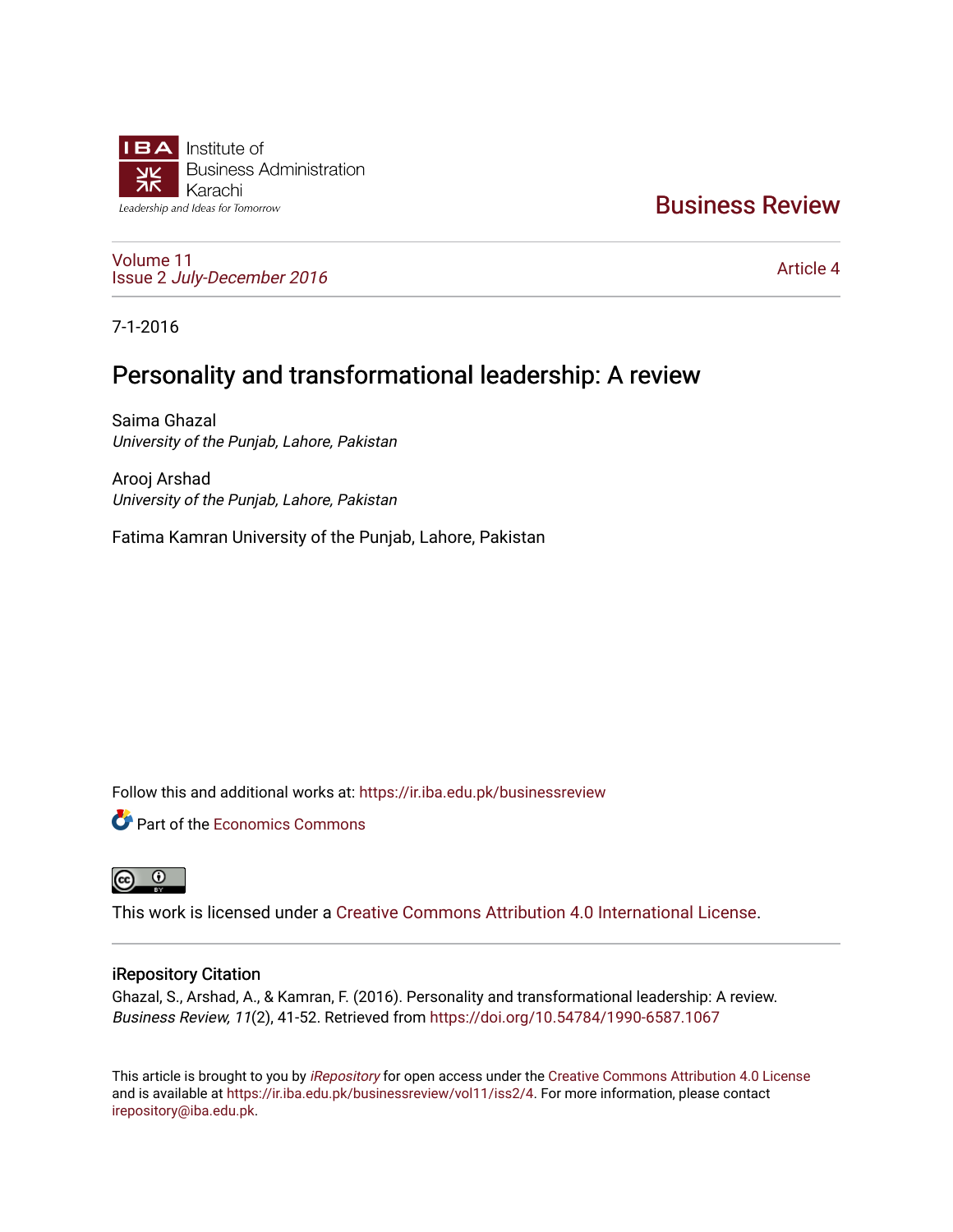Institute of Business Administration Karachi

Leadership and Ideas for Tomorrow

# Business Review

Volume 11
Issue 2 *July-December 2016*

Article 4

7-1-2016

## Personality and transformational leadership: A review

Saima Ghazal
*University of the Punjab, Lahore, Pakistan*

Arooj Arshad
*University of the Punjab, Lahore, Pakistan*

Fatima Kamran University of the Punjab, Lahore, Pakistan

Follow this and additional works at: https://ir.iba.edu.pk/businessreview

Part of the Economics Commons

This work is licensed under a Creative Commons Attribution 4.0 International License.

### iRepository Citation

Ghazal, S., Arshad, A., & Kamran, F. (2016). Personality and transformational leadership: A review. *Business Review, 11*(2), 41-52. Retrieved from https://doi.org/10.54784/1990-6587.1067

This article is brought to you by *iRepository* for open access under the Creative Commons Attribution 4.0 License and is available at https://ir.iba.edu.pk/businessreview/vol11/iss2/4. For more information, please contact irepository@iba.edu.pk.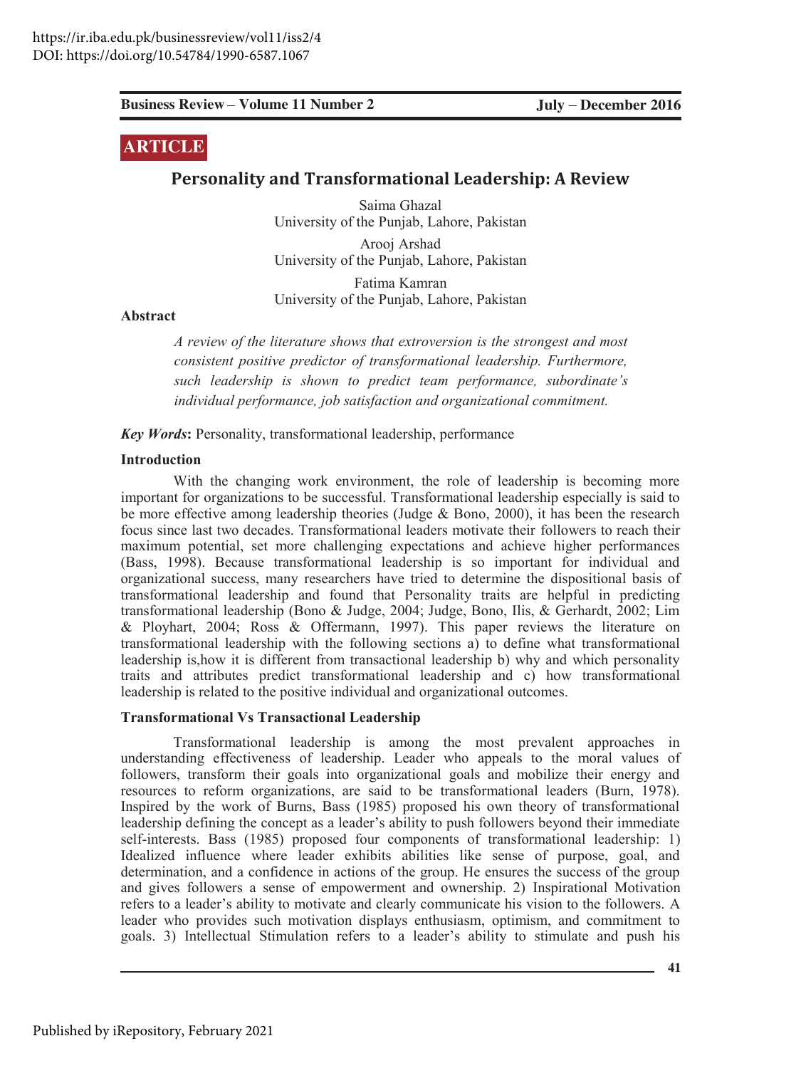https://ir.iba.edu.pk/businessreview/vol11/iss2/4
DOI: https://doi.org/10.54784/1990-6587.1067

**ARTICLE**

# Personality and Transformational Leadership: A Review

Saima Ghazal
University of the Punjab, Lahore, Pakistan

Arooj Arshad
University of the Punjab, Lahore, Pakistan

Fatima Kamran
University of the Punjab, Lahore, Pakistan

**Abstract**

*A review of the literature shows that extroversion is the strongest and most consistent positive predictor of transformational leadership. Furthermore, such leadership is shown to predict team performance, subordinate's individual performance, job satisfaction and organizational commitment.*

***Key Words*:** Personality, transformational leadership, performance

## Introduction

With the changing work environment, the role of leadership is becoming more important for organizations to be successful. Transformational leadership especially is said to be more effective among leadership theories (Judge & Bono, 2000), it has been the research focus since last two decades. Transformational leaders motivate their followers to reach their maximum potential, set more challenging expectations and achieve higher performances (Bass, 1998). Because transformational leadership is so important for individual and organizational success, many researchers have tried to determine the dispositional basis of transformational leadership and found that Personality traits are helpful in predicting transformational leadership (Bono & Judge, 2004; Judge, Bono, Ilis, & Gerhardt, 2002; Lim & Ployhart, 2004; Ross & Offermann, 1997). This paper reviews the literature on transformational leadership with the following sections a) to define what transformational leadership is,how it is different from transactional leadership b) why and which personality traits and attributes predict transformational leadership and c) how transformational leadership is related to the positive individual and organizational outcomes.

## Transformational Vs Transactional Leadership

Transformational leadership is among the most prevalent approaches in understanding effectiveness of leadership. Leader who appeals to the moral values of followers, transform their goals into organizational goals and mobilize their energy and resources to reform organizations, are said to be transformational leaders (Burn, 1978). Inspired by the work of Burns, Bass (1985) proposed his own theory of transformational leadership defining the concept as a leader's ability to push followers beyond their immediate self-interests. Bass (1985) proposed four components of transformational leadership: 1) Idealized influence where leader exhibits abilities like sense of purpose, goal, and determination, and a confidence in actions of the group. He ensures the success of the group and gives followers a sense of empowerment and ownership. 2) Inspirational Motivation refers to a leader's ability to motivate and clearly communicate his vision to the followers. A leader who provides such motivation displays enthusiasm, optimism, and commitment to goals. 3) Intellectual Stimulation refers to a leader's ability to stimulate and push his

Published by iRepository, February 2021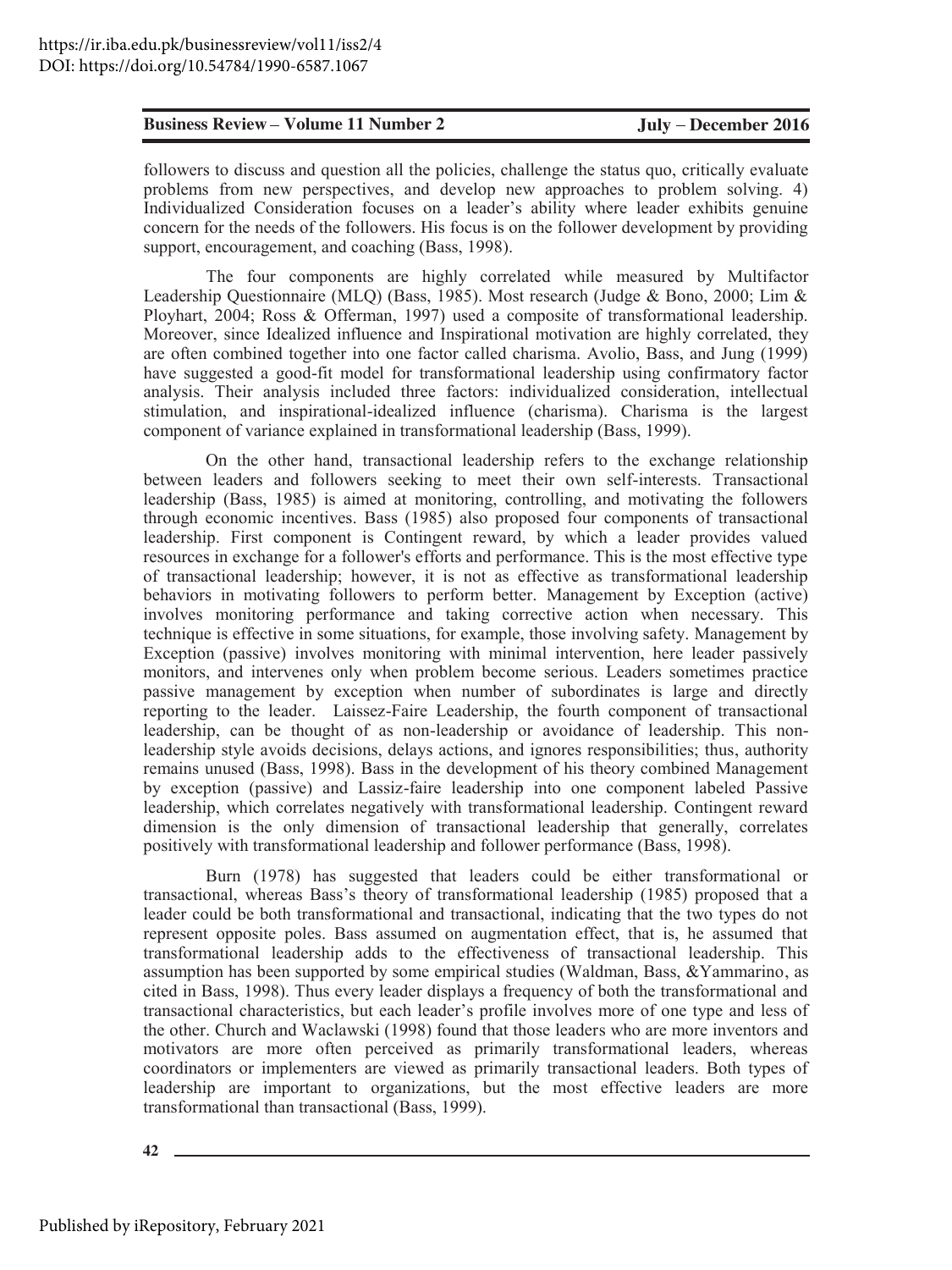followers to discuss and question all the policies, challenge the status quo, critically evaluate problems from new perspectives, and develop new approaches to problem solving. 4) Individualized Consideration focuses on a leader's ability where leader exhibits genuine concern for the needs of the followers. His focus is on the follower development by providing support, encouragement, and coaching (Bass, 1998).

The four components are highly correlated while measured by Multifactor Leadership Questionnaire (MLQ) (Bass, 1985). Most research (Judge & Bono, 2000; Lim & Ployhart, 2004; Ross & Offerman, 1997) used a composite of transformational leadership. Moreover, since Idealized influence and Inspirational motivation are highly correlated, they are often combined together into one factor called charisma. Avolio, Bass, and Jung (1999) have suggested a good-fit model for transformational leadership using confirmatory factor analysis. Their analysis included three factors: individualized consideration, intellectual stimulation, and inspirational-idealized influence (charisma). Charisma is the largest component of variance explained in transformational leadership (Bass, 1999).

On the other hand, transactional leadership refers to the exchange relationship between leaders and followers seeking to meet their own self-interests. Transactional leadership (Bass, 1985) is aimed at monitoring, controlling, and motivating the followers through economic incentives. Bass (1985) also proposed four components of transactional leadership. First component is Contingent reward, by which a leader provides valued resources in exchange for a follower's efforts and performance. This is the most effective type of transactional leadership; however, it is not as effective as transformational leadership behaviors in motivating followers to perform better. Management by Exception (active) involves monitoring performance and taking corrective action when necessary. This technique is effective in some situations, for example, those involving safety. Management by Exception (passive) involves monitoring with minimal intervention, here leader passively monitors, and intervenes only when problem become serious. Leaders sometimes practice passive management by exception when number of subordinates is large and directly reporting to the leader. Laissez-Faire Leadership, the fourth component of transactional leadership, can be thought of as non-leadership or avoidance of leadership. This non-leadership style avoids decisions, delays actions, and ignores responsibilities; thus, authority remains unused (Bass, 1998). Bass in the development of his theory combined Management by exception (passive) and Lassiz-faire leadership into one component labeled Passive leadership, which correlates negatively with transformational leadership. Contingent reward dimension is the only dimension of transactional leadership that generally, correlates positively with transformational leadership and follower performance (Bass, 1998).

Burn (1978) has suggested that leaders could be either transformational or transactional, whereas Bass's theory of transformational leadership (1985) proposed that a leader could be both transformational and transactional, indicating that the two types do not represent opposite poles. Bass assumed on augmentation effect, that is, he assumed that transformational leadership adds to the effectiveness of transactional leadership. This assumption has been supported by some empirical studies (Waldman, Bass, &Yammarino, as cited in Bass, 1998). Thus every leader displays a frequency of both the transformational and transactional characteristics, but each leader's profile involves more of one type and less of the other. Church and Waclawski (1998) found that those leaders who are more inventors and motivators are more often perceived as primarily transformational leaders, whereas coordinators or implementers are viewed as primarily transactional leaders. Both types of leadership are important to organizations, but the most effective leaders are more transformational than transactional (Bass, 1999).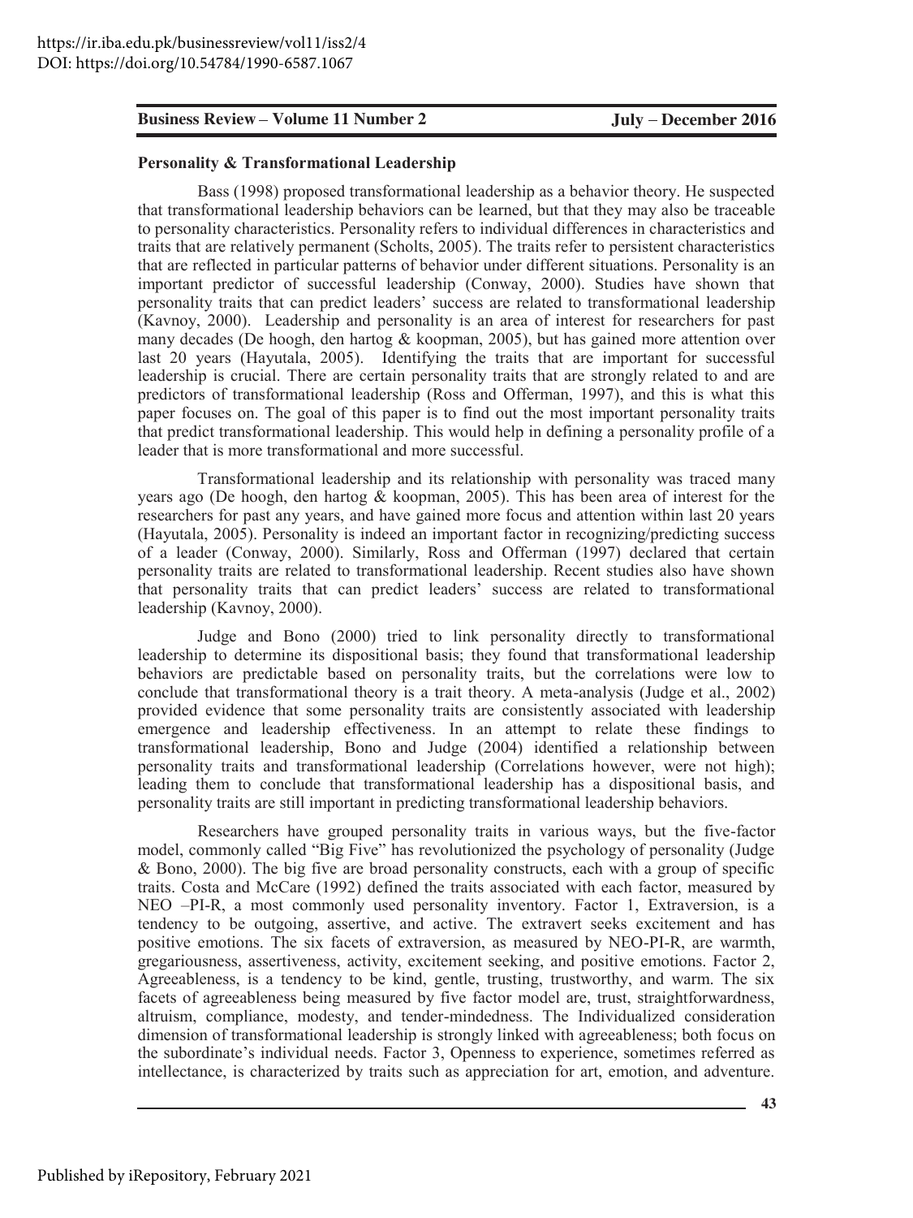### Personality & Transformational Leadership

Bass (1998) proposed transformational leadership as a behavior theory. He suspected that transformational leadership behaviors can be learned, but that they may also be traceable to personality characteristics. Personality refers to individual differences in characteristics and traits that are relatively permanent (Scholts, 2005). The traits refer to persistent characteristics that are reflected in particular patterns of behavior under different situations. Personality is an important predictor of successful leadership (Conway, 2000). Studies have shown that personality traits that can predict leaders' success are related to transformational leadership (Kavnoy, 2000). Leadership and personality is an area of interest for researchers for past many decades (De hoogh, den hartog & koopman, 2005), but has gained more attention over last 20 years (Hayutala, 2005). Identifying the traits that are important for successful leadership is crucial. There are certain personality traits that are strongly related to and are predictors of transformational leadership (Ross and Offerman, 1997), and this is what this paper focuses on. The goal of this paper is to find out the most important personality traits that predict transformational leadership. This would help in defining a personality profile of a leader that is more transformational and more successful.

Transformational leadership and its relationship with personality was traced many years ago (De hoogh, den hartog & koopman, 2005). This has been area of interest for the researchers for past any years, and have gained more focus and attention within last 20 years (Hayutala, 2005). Personality is indeed an important factor in recognizing/predicting success of a leader (Conway, 2000). Similarly, Ross and Offerman (1997) declared that certain personality traits are related to transformational leadership. Recent studies also have shown that personality traits that can predict leaders' success are related to transformational leadership (Kavnoy, 2000).

Judge and Bono (2000) tried to link personality directly to transformational leadership to determine its dispositional basis; they found that transformational leadership behaviors are predictable based on personality traits, but the correlations were low to conclude that transformational theory is a trait theory. A meta-analysis (Judge et al., 2002) provided evidence that some personality traits are consistently associated with leadership emergence and leadership effectiveness. In an attempt to relate these findings to transformational leadership, Bono and Judge (2004) identified a relationship between personality traits and transformational leadership (Correlations however, were not high); leading them to conclude that transformational leadership has a dispositional basis, and personality traits are still important in predicting transformational leadership behaviors.

Researchers have grouped personality traits in various ways, but the five-factor model, commonly called "Big Five" has revolutionized the psychology of personality (Judge & Bono, 2000). The big five are broad personality constructs, each with a group of specific traits. Costa and McCare (1992) defined the traits associated with each factor, measured by NEO –PI-R, a most commonly used personality inventory. Factor 1, Extraversion, is a tendency to be outgoing, assertive, and active. The extravert seeks excitement and has positive emotions. The six facets of extraversion, as measured by NEO-PI-R, are warmth, gregariousness, assertiveness, activity, excitement seeking, and positive emotions. Factor 2, Agreeableness, is a tendency to be kind, gentle, trusting, trustworthy, and warm. The six facets of agreeableness being measured by five factor model are, trust, straightforwardness, altruism, compliance, modesty, and tender-mindedness. The Individualized consideration dimension of transformational leadership is strongly linked with agreeableness; both focus on the subordinate's individual needs. Factor 3, Openness to experience, sometimes referred as intellectance, is characterized by traits such as appreciation for art, emotion, and adventure.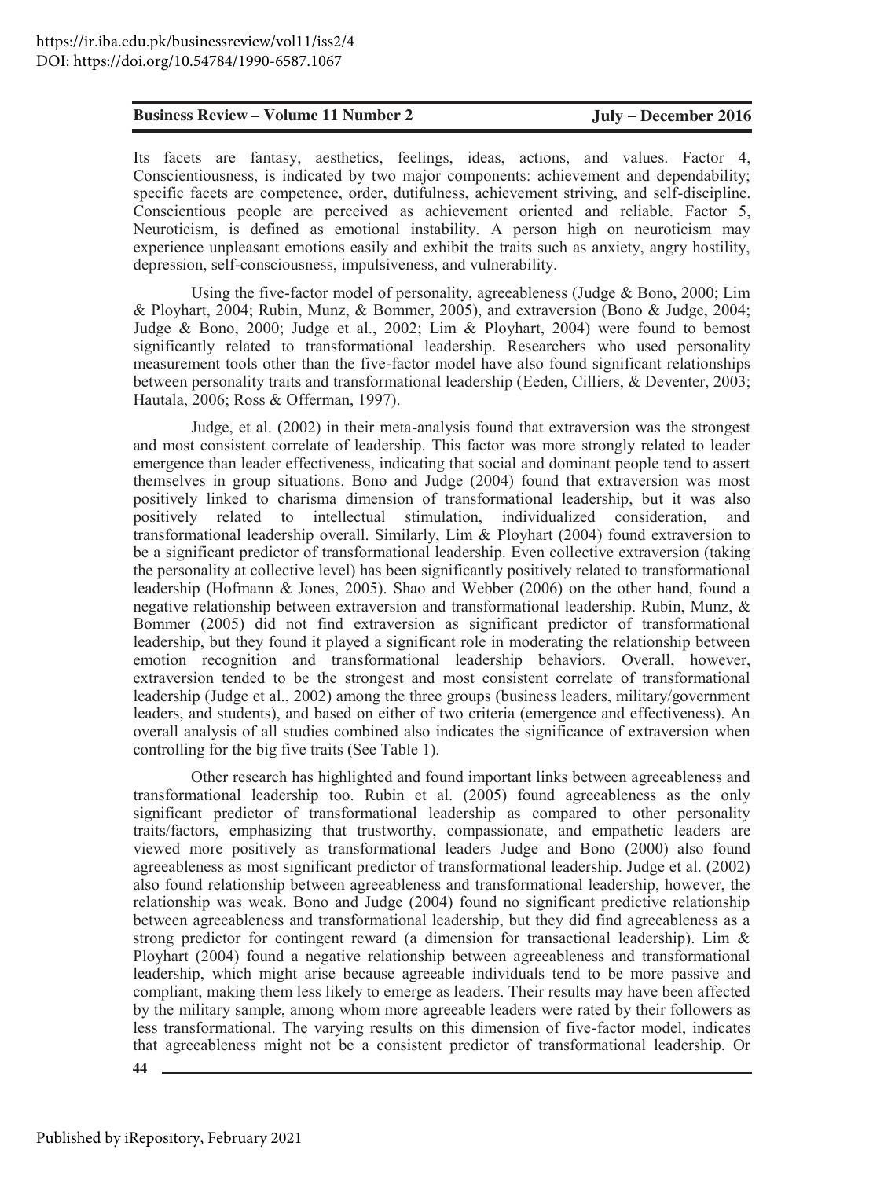Its facets are fantasy, aesthetics, feelings, ideas, actions, and values. Factor 4, Conscientiousness, is indicated by two major components: achievement and dependability; specific facets are competence, order, dutifulness, achievement striving, and self-discipline. Conscientious people are perceived as achievement oriented and reliable. Factor 5, Neuroticism, is defined as emotional instability. A person high on neuroticism may experience unpleasant emotions easily and exhibit the traits such as anxiety, angry hostility, depression, self-consciousness, impulsiveness, and vulnerability.

Using the five-factor model of personality, agreeableness (Judge & Bono, 2000; Lim & Ployhart, 2004; Rubin, Munz, & Bommer, 2005), and extraversion (Bono & Judge, 2004; Judge & Bono, 2000; Judge et al., 2002; Lim & Ployhart, 2004) were found to bemost significantly related to transformational leadership. Researchers who used personality measurement tools other than the five-factor model have also found significant relationships between personality traits and transformational leadership (Eeden, Cilliers, & Deventer, 2003; Hautala, 2006; Ross & Offerman, 1997).

Judge, et al. (2002) in their meta-analysis found that extraversion was the strongest and most consistent correlate of leadership. This factor was more strongly related to leader emergence than leader effectiveness, indicating that social and dominant people tend to assert themselves in group situations. Bono and Judge (2004) found that extraversion was most positively linked to charisma dimension of transformational leadership, but it was also positively related to intellectual stimulation, individualized consideration, and transformational leadership overall. Similarly, Lim & Ployhart (2004) found extraversion to be a significant predictor of transformational leadership. Even collective extraversion (taking the personality at collective level) has been significantly positively related to transformational leadership (Hofmann & Jones, 2005). Shao and Webber (2006) on the other hand, found a negative relationship between extraversion and transformational leadership. Rubin, Munz, & Bommer (2005) did not find extraversion as significant predictor of transformational leadership, but they found it played a significant role in moderating the relationship between emotion recognition and transformational leadership behaviors. Overall, however, extraversion tended to be the strongest and most consistent correlate of transformational leadership (Judge et al., 2002) among the three groups (business leaders, military/government leaders, and students), and based on either of two criteria (emergence and effectiveness). An overall analysis of all studies combined also indicates the significance of extraversion when controlling for the big five traits (See Table 1).

Other research has highlighted and found important links between agreeableness and transformational leadership too. Rubin et al. (2005) found agreeableness as the only significant predictor of transformational leadership as compared to other personality traits/factors, emphasizing that trustworthy, compassionate, and empathetic leaders are viewed more positively as transformational leaders Judge and Bono (2000) also found agreeableness as most significant predictor of transformational leadership. Judge et al. (2002) also found relationship between agreeableness and transformational leadership, however, the relationship was weak. Bono and Judge (2004) found no significant predictive relationship between agreeableness and transformational leadership, but they did find agreeableness as a strong predictor for contingent reward (a dimension for transactional leadership). Lim & Ployhart (2004) found a negative relationship between agreeableness and transformational leadership, which might arise because agreeable individuals tend to be more passive and compliant, making them less likely to emerge as leaders. Their results may have been affected by the military sample, among whom more agreeable leaders were rated by their followers as less transformational. The varying results on this dimension of five-factor model, indicates that agreeableness might not be a consistent predictor of transformational leadership. Or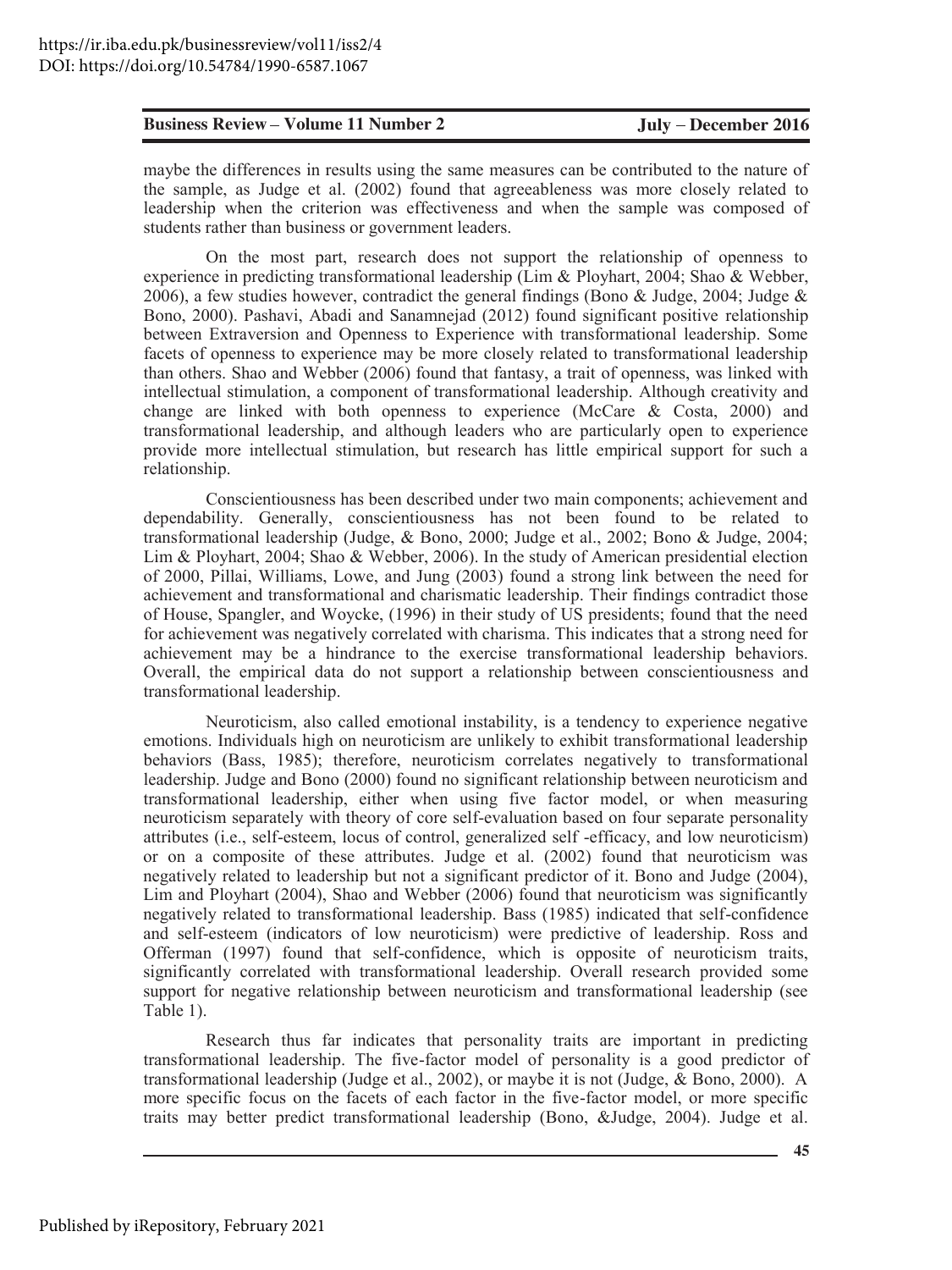maybe the differences in results using the same measures can be contributed to the nature of the sample, as Judge et al. (2002) found that agreeableness was more closely related to leadership when the criterion was effectiveness and when the sample was composed of students rather than business or government leaders.

On the most part, research does not support the relationship of openness to experience in predicting transformational leadership (Lim & Ployhart, 2004; Shao & Webber, 2006), a few studies however, contradict the general findings (Bono & Judge, 2004; Judge & Bono, 2000). Pashavi, Abadi and Sanamnejad (2012) found significant positive relationship between Extraversion and Openness to Experience with transformational leadership. Some facets of openness to experience may be more closely related to transformational leadership than others. Shao and Webber (2006) found that fantasy, a trait of openness, was linked with intellectual stimulation, a component of transformational leadership. Although creativity and change are linked with both openness to experience (McCare & Costa, 2000) and transformational leadership, and although leaders who are particularly open to experience provide more intellectual stimulation, but research has little empirical support for such a relationship.

Conscientiousness has been described under two main components; achievement and dependability. Generally, conscientiousness has not been found to be related to transformational leadership (Judge, & Bono, 2000; Judge et al., 2002; Bono & Judge, 2004; Lim & Ployhart, 2004; Shao & Webber, 2006). In the study of American presidential election of 2000, Pillai, Williams, Lowe, and Jung (2003) found a strong link between the need for achievement and transformational and charismatic leadership. Their findings contradict those of House, Spangler, and Woycke, (1996) in their study of US presidents; found that the need for achievement was negatively correlated with charisma. This indicates that a strong need for achievement may be a hindrance to the exercise transformational leadership behaviors. Overall, the empirical data do not support a relationship between conscientiousness and transformational leadership.

Neuroticism, also called emotional instability, is a tendency to experience negative emotions. Individuals high on neuroticism are unlikely to exhibit transformational leadership behaviors (Bass, 1985); therefore, neuroticism correlates negatively to transformational leadership. Judge and Bono (2000) found no significant relationship between neuroticism and transformational leadership, either when using five factor model, or when measuring neuroticism separately with theory of core self-evaluation based on four separate personality attributes (i.e., self-esteem, locus of control, generalized self -efficacy, and low neuroticism) or on a composite of these attributes. Judge et al. (2002) found that neuroticism was negatively related to leadership but not a significant predictor of it. Bono and Judge (2004), Lim and Ployhart (2004), Shao and Webber (2006) found that neuroticism was significantly negatively related to transformational leadership. Bass (1985) indicated that self-confidence and self-esteem (indicators of low neuroticism) were predictive of leadership. Ross and Offerman (1997) found that self-confidence, which is opposite of neuroticism traits, significantly correlated with transformational leadership. Overall research provided some support for negative relationship between neuroticism and transformational leadership (see Table 1).

Research thus far indicates that personality traits are important in predicting transformational leadership. The five-factor model of personality is a good predictor of transformational leadership (Judge et al., 2002), or maybe it is not (Judge, & Bono, 2000). A more specific focus on the facets of each factor in the five-factor model, or more specific traits may better predict transformational leadership (Bono, &Judge, 2004). Judge et al.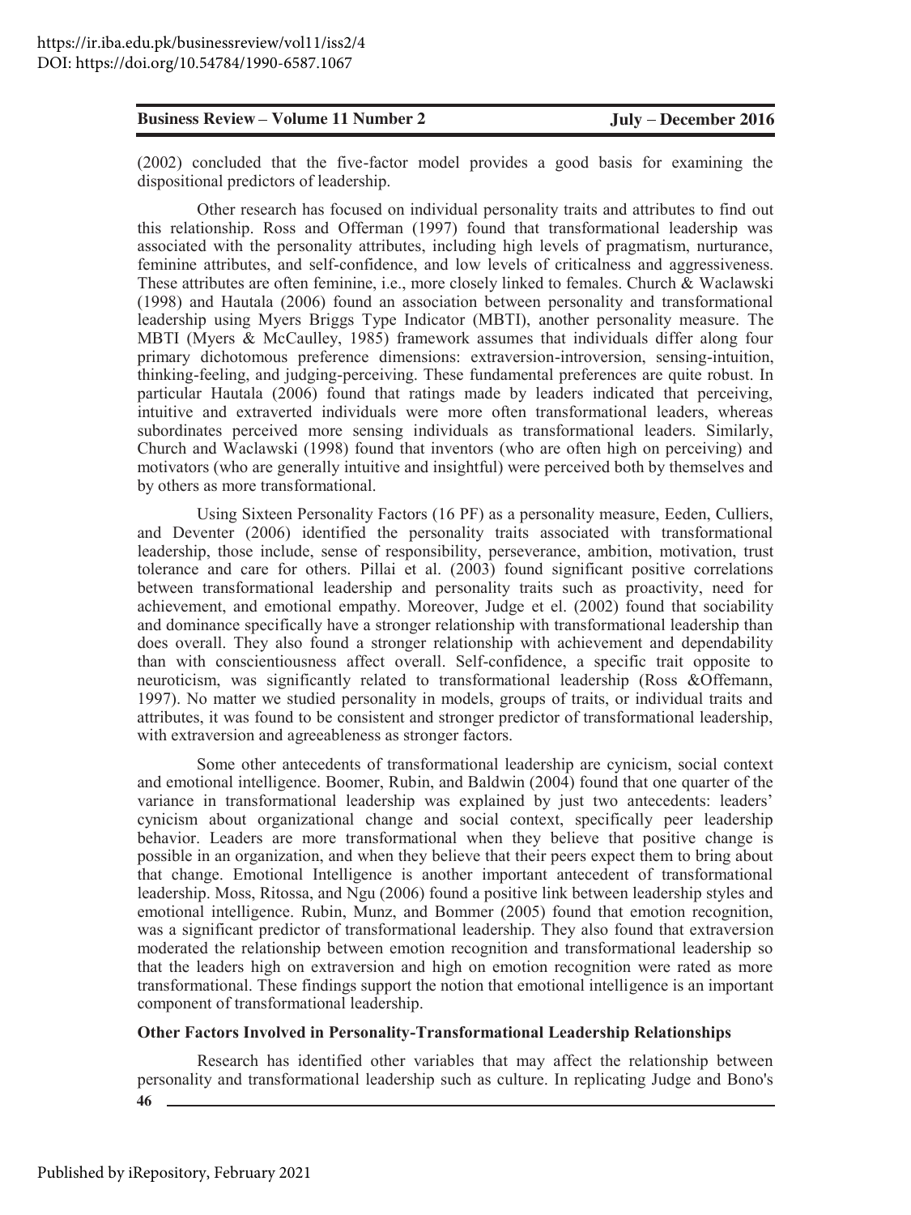(2002) concluded that the five-factor model provides a good basis for examining the dispositional predictors of leadership.

Other research has focused on individual personality traits and attributes to find out this relationship. Ross and Offerman (1997) found that transformational leadership was associated with the personality attributes, including high levels of pragmatism, nurturance, feminine attributes, and self-confidence, and low levels of criticalness and aggressiveness. These attributes are often feminine, i.e., more closely linked to females. Church & Waclawski (1998) and Hautala (2006) found an association between personality and transformational leadership using Myers Briggs Type Indicator (MBTI), another personality measure. The MBTI (Myers & McCaulley, 1985) framework assumes that individuals differ along four primary dichotomous preference dimensions: extraversion-introversion, sensing-intuition, thinking-feeling, and judging-perceiving. These fundamental preferences are quite robust. In particular Hautala (2006) found that ratings made by leaders indicated that perceiving, intuitive and extraverted individuals were more often transformational leaders, whereas subordinates perceived more sensing individuals as transformational leaders. Similarly, Church and Waclawski (1998) found that inventors (who are often high on perceiving) and motivators (who are generally intuitive and insightful) were perceived both by themselves and by others as more transformational.

Using Sixteen Personality Factors (16 PF) as a personality measure, Eeden, Culliers, and Deventer (2006) identified the personality traits associated with transformational leadership, those include, sense of responsibility, perseverance, ambition, motivation, trust tolerance and care for others. Pillai et al. (2003) found significant positive correlations between transformational leadership and personality traits such as proactivity, need for achievement, and emotional empathy. Moreover, Judge et el. (2002) found that sociability and dominance specifically have a stronger relationship with transformational leadership than does overall. They also found a stronger relationship with achievement and dependability than with conscientiousness affect overall. Self-confidence, a specific trait opposite to neuroticism, was significantly related to transformational leadership (Ross &Offemann, 1997). No matter we studied personality in models, groups of traits, or individual traits and attributes, it was found to be consistent and stronger predictor of transformational leadership, with extraversion and agreeableness as stronger factors.

Some other antecedents of transformational leadership are cynicism, social context and emotional intelligence. Boomer, Rubin, and Baldwin (2004) found that one quarter of the variance in transformational leadership was explained by just two antecedents: leaders' cynicism about organizational change and social context, specifically peer leadership behavior. Leaders are more transformational when they believe that positive change is possible in an organization, and when they believe that their peers expect them to bring about that change. Emotional Intelligence is another important antecedent of transformational leadership. Moss, Ritossa, and Ngu (2006) found a positive link between leadership styles and emotional intelligence. Rubin, Munz, and Bommer (2005) found that emotion recognition, was a significant predictor of transformational leadership. They also found that extraversion moderated the relationship between emotion recognition and transformational leadership so that the leaders high on extraversion and high on emotion recognition were rated as more transformational. These findings support the notion that emotional intelligence is an important component of transformational leadership.

**Other Factors Involved in Personality-Transformational Leadership Relationships**

Research has identified other variables that may affect the relationship between personality and transformational leadership such as culture. In replicating Judge and Bono's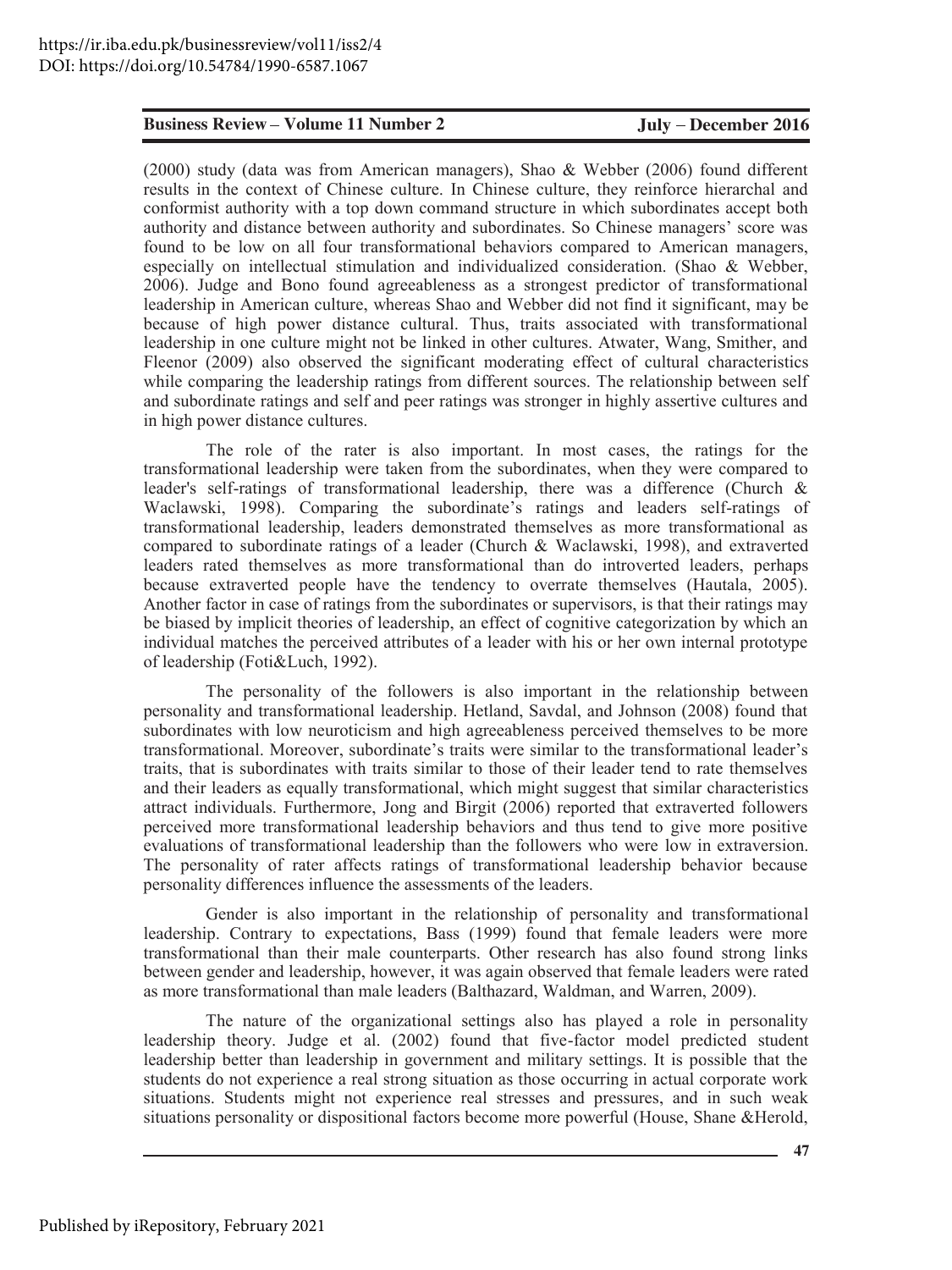(2000) study (data was from American managers), Shao & Webber (2006) found different results in the context of Chinese culture. In Chinese culture, they reinforce hierarchal and conformist authority with a top down command structure in which subordinates accept both authority and distance between authority and subordinates. So Chinese managers' score was found to be low on all four transformational behaviors compared to American managers, especially on intellectual stimulation and individualized consideration. (Shao & Webber, 2006). Judge and Bono found agreeableness as a strongest predictor of transformational leadership in American culture, whereas Shao and Webber did not find it significant, may be because of high power distance cultural. Thus, traits associated with transformational leadership in one culture might not be linked in other cultures. Atwater, Wang, Smither, and Fleenor (2009) also observed the significant moderating effect of cultural characteristics while comparing the leadership ratings from different sources. The relationship between self and subordinate ratings and self and peer ratings was stronger in highly assertive cultures and in high power distance cultures.

The role of the rater is also important. In most cases, the ratings for the transformational leadership were taken from the subordinates, when they were compared to leader's self-ratings of transformational leadership, there was a difference (Church & Waclawski, 1998). Comparing the subordinate's ratings and leaders self-ratings of transformational leadership, leaders demonstrated themselves as more transformational as compared to subordinate ratings of a leader (Church & Waclawski, 1998), and extraverted leaders rated themselves as more transformational than do introverted leaders, perhaps because extraverted people have the tendency to overrate themselves (Hautala, 2005). Another factor in case of ratings from the subordinates or supervisors, is that their ratings may be biased by implicit theories of leadership, an effect of cognitive categorization by which an individual matches the perceived attributes of a leader with his or her own internal prototype of leadership (Foti&Luch, 1992).

The personality of the followers is also important in the relationship between personality and transformational leadership. Hetland, Savdal, and Johnson (2008) found that subordinates with low neuroticism and high agreeableness perceived themselves to be more transformational. Moreover, subordinate's traits were similar to the transformational leader's traits, that is subordinates with traits similar to those of their leader tend to rate themselves and their leaders as equally transformational, which might suggest that similar characteristics attract individuals. Furthermore, Jong and Birgit (2006) reported that extraverted followers perceived more transformational leadership behaviors and thus tend to give more positive evaluations of transformational leadership than the followers who were low in extraversion. The personality of rater affects ratings of transformational leadership behavior because personality differences influence the assessments of the leaders.

Gender is also important in the relationship of personality and transformational leadership. Contrary to expectations, Bass (1999) found that female leaders were more transformational than their male counterparts. Other research has also found strong links between gender and leadership, however, it was again observed that female leaders were rated as more transformational than male leaders (Balthazard, Waldman, and Warren, 2009).

The nature of the organizational settings also has played a role in personality leadership theory. Judge et al. (2002) found that five-factor model predicted student leadership better than leadership in government and military settings. It is possible that the students do not experience a real strong situation as those occurring in actual corporate work situations. Students might not experience real stresses and pressures, and in such weak situations personality or dispositional factors become more powerful (House, Shane &Herold,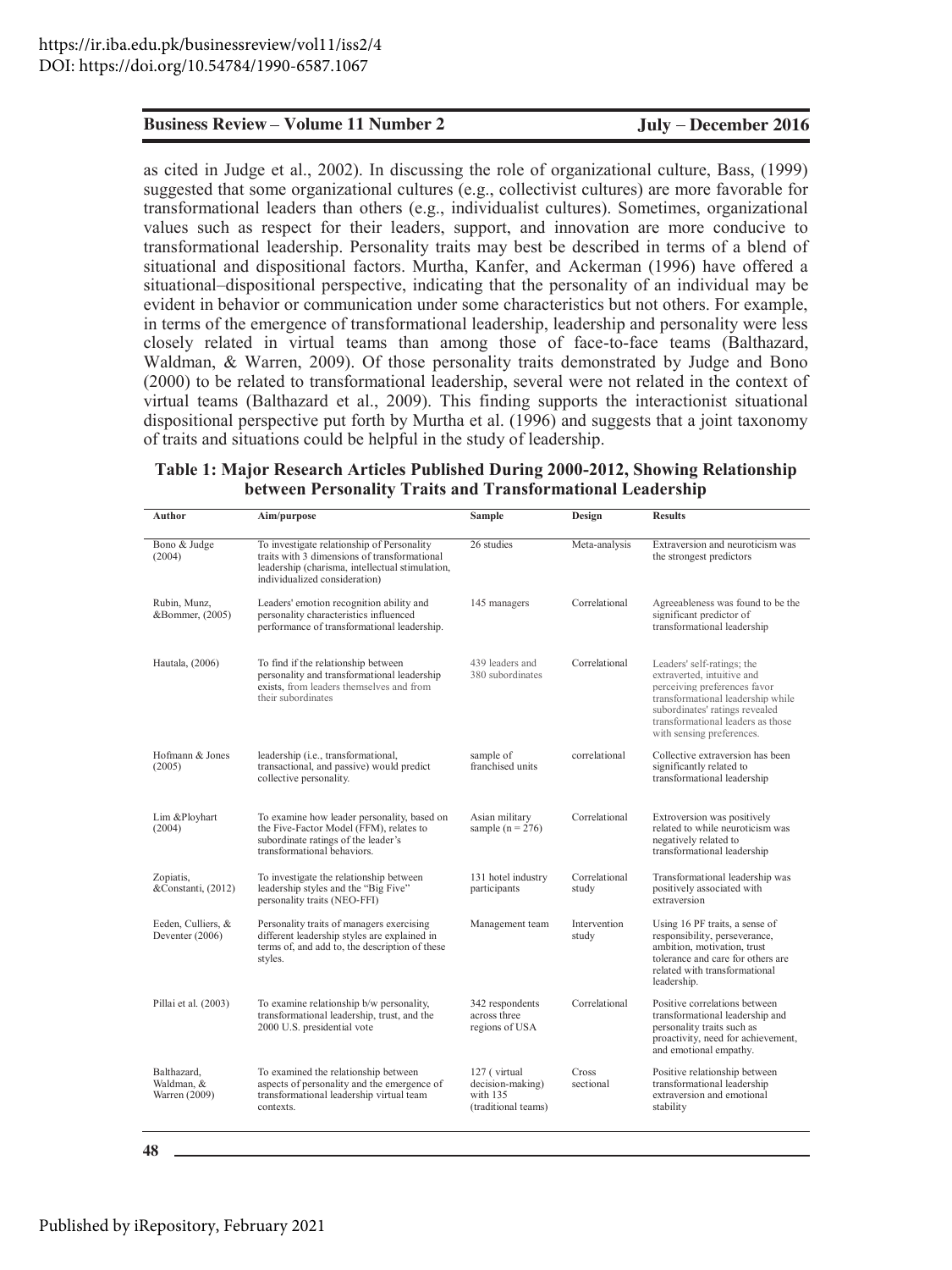as cited in Judge et al., 2002). In discussing the role of organizational culture, Bass, (1999) suggested that some organizational cultures (e.g., collectivist cultures) are more favorable for transformational leaders than others (e.g., individualist cultures). Sometimes, organizational values such as respect for their leaders, support, and innovation are more conducive to transformational leadership. Personality traits may best be described in terms of a blend of situational and dispositional factors. Murtha, Kanfer, and Ackerman (1996) have offered a situational–dispositional perspective, indicating that the personality of an individual may be evident in behavior or communication under some characteristics but not others. For example, in terms of the emergence of transformational leadership, leadership and personality were less closely related in virtual teams than among those of face-to-face teams (Balthazard, Waldman, & Warren, 2009). Of those personality traits demonstrated by Judge and Bono (2000) to be related to transformational leadership, several were not related in the context of virtual teams (Balthazard et al., 2009). This finding supports the interactionist situational dispositional perspective put forth by Murtha et al. (1996) and suggests that a joint taxonomy of traits and situations could be helpful in the study of leadership.

**Table 1: Major Research Articles Published During 2000-2012, Showing Relationship between Personality Traits and Transformational Leadership**

| Author | Aim/purpose | Sample | Design | Results |
|---|---|---|---|---|
| Bono & Judge (2004) | To investigate relationship of Personality traits with 3 dimensions of transformational leadership (charisma, intellectual stimulation, individualized consideration) | 26 studies | Meta-analysis | Extraversion and neuroticism was the strongest predictors |
| Rubin, Munz, &Bommer, (2005) | Leaders' emotion recognition ability and personality characteristics influenced performance of transformational leadership. | 145 managers | Correlational | Agreeableness was found to be the significant predictor of transformational leadership |
| Hautala, (2006) | To find if the relationship between personality and transformational leadership exists, from leaders themselves and from their subordinates | 439 leaders and 380 subordinates | Correlational | Leaders' self-ratings; the extraverted, intuitive and perceiving preferences favor transformational leadership while subordinates' ratings revealed transformational leaders as those with sensing preferences. |
| Hofmann & Jones (2005) | leadership (i.e., transformational, transactional, and passive) would predict collective personality. | sample of franchised units | correlational | Collective extraversion has been significantly related to transformational leadership |
| Lim &Ployhart (2004) | To examine how leader personality, based on the Five-Factor Model (FFM), relates to subordinate ratings of the leader's transformational behaviors. | Asian military sample (n = 276) | Correlational | Extroversion was positively related to while neuroticism was negatively related to transformational leadership |
| Zopiatis, &Constanti, (2012) | To investigate the relationship between leadership styles and the "Big Five" personality traits (NEO-FFI) | 131 hotel industry participants | Correlational study | Transformational leadership was positively associated with extraversion |
| Eeden, Culliers, & Deventer (2006) | Personality traits of managers exercising different leadership styles are explained in terms of, and add to, the description of these styles. | Management team | Intervention study | Using 16 PF traits, a sense of responsibility, perseverance, ambition, motivation, trust tolerance and care for others are related with transformational leadership. |
| Pillai et al. (2003) | To examine relationship b/w personality, transformational leadership, trust, and the 2000 U.S. presidential vote | 342 respondents across three regions of USA | Correlational | Positive correlations between transformational leadership and personality traits such as proactivity, need for achievement, and emotional empathy. |
| Balthazard, Waldman, & Warren (2009) | To examined the relationship between aspects of personality and the emergence of transformational leadership virtual team contexts. | 127 ( virtual decision-making) with 135 (traditional teams) | Cross sectional | Positive relationship between transformational leadership extraversion and emotional stability |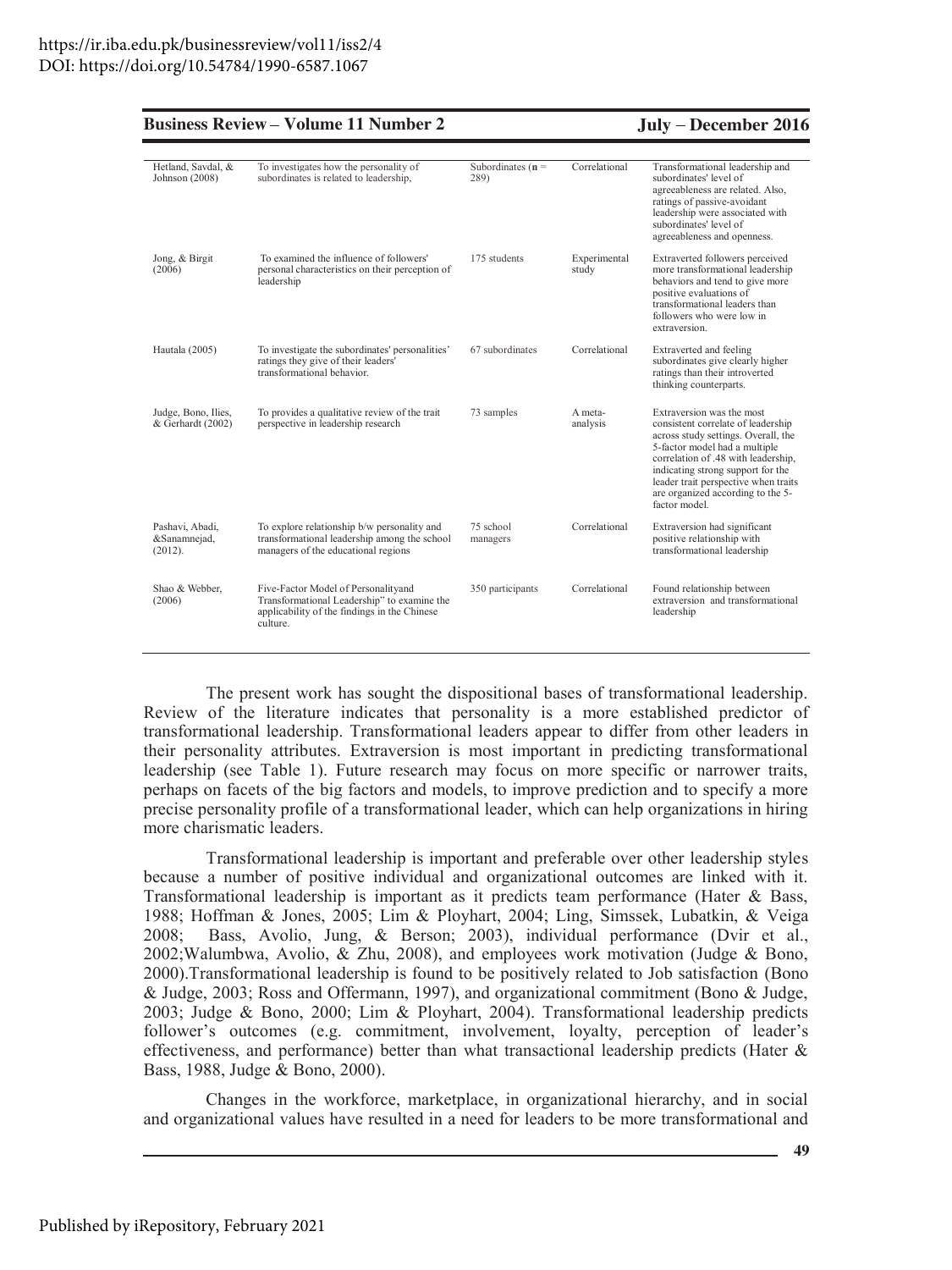| | | | | |
|---|---|---|---|---|
| Hetland, Savdal, & Johnson (2008) | To investigates how the personality of subordinates is related to leadership, | Subordinates (**n** = 289) | Correlational | Transformational leadership and subordinates' level of agreeableness are related. Also, ratings of passive-avoidant leadership were associated with subordinates' level of agreeableness and openness. |
| Jong, & Birgit (2006) | To examined the influence of followers' personal characteristics on their perception of leadership | 175 students | Experimental study | Extraverted followers perceived more transformational leadership behaviors and tend to give more positive evaluations of transformational leaders than followers who were low in extraversion. |
| Hautala (2005) | To investigate the subordinates' personalities' ratings they give of their leaders' transformational behavior. | 67 subordinates | Correlational | Extraverted and feeling subordinates give clearly higher ratings than their introverted thinking counterparts. |
| Judge, Bono, Ilies, & Gerhardt (2002) | To provides a qualitative review of the trait perspective in leadership research | 73 samples | A meta-analysis | Extraversion was the most consistent correlate of leadership across study settings. Overall, the 5-factor model had a multiple correlation of .48 with leadership, indicating strong support for the leader trait perspective when traits are organized according to the 5-factor model. |
| Pashavi, Abadi, &Sanamnejad, (2012). | To explore relationship b/w personality and transformational leadership among the school managers of the educational regions | 75 school managers | Correlational | Extraversion had significant positive relationship with transformational leadership |
| Shao & Webber, (2006) | Five-Factor Model of Personalityand Transformational Leadership" to examine the applicability of the findings in the Chinese culture. | 350 participants | Correlational | Found relationship between extraversion and transformational leadership |

The present work has sought the dispositional bases of transformational leadership. Review of the literature indicates that personality is a more established predictor of transformational leadership. Transformational leaders appear to differ from other leaders in their personality attributes. Extraversion is most important in predicting transformational leadership (see Table 1). Future research may focus on more specific or narrower traits, perhaps on facets of the big factors and models, to improve prediction and to specify a more precise personality profile of a transformational leader, which can help organizations in hiring more charismatic leaders.

Transformational leadership is important and preferable over other leadership styles because a number of positive individual and organizational outcomes are linked with it. Transformational leadership is important as it predicts team performance (Hater & Bass, 1988; Hoffman & Jones, 2005; Lim & Ployhart, 2004; Ling, Simssek, Lubatkin, & Veiga 2008; Bass, Avolio, Jung, & Berson; 2003), individual performance (Dvir et al., 2002;Walumbwa, Avolio, & Zhu, 2008), and employees work motivation (Judge & Bono, 2000).Transformational leadership is found to be positively related to Job satisfaction (Bono & Judge, 2003; Ross and Offermann, 1997), and organizational commitment (Bono & Judge, 2003; Judge & Bono, 2000; Lim & Ployhart, 2004). Transformational leadership predicts follower's outcomes (e.g. commitment, involvement, loyalty, perception of leader's effectiveness, and performance) better than what transactional leadership predicts (Hater & Bass, 1988, Judge & Bono, 2000).

Changes in the workforce, marketplace, in organizational hierarchy, and in social and organizational values have resulted in a need for leaders to be more transformational and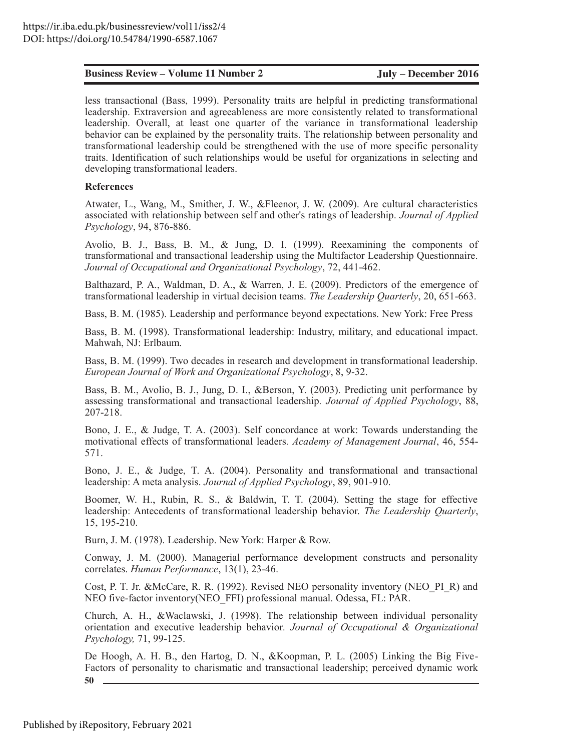less transactional (Bass, 1999). Personality traits are helpful in predicting transformational leadership. Extraversion and agreeableness are more consistently related to transformational leadership. Overall, at least one quarter of the variance in transformational leadership behavior can be explained by the personality traits. The relationship between personality and transformational leadership could be strengthened with the use of more specific personality traits. Identification of such relationships would be useful for organizations in selecting and developing transformational leaders.

**References**

Atwater, L., Wang, M., Smither, J. W., &Fleenor, J. W. (2009). Are cultural characteristics associated with relationship between self and other's ratings of leadership. *Journal of Applied Psychology*, 94, 876-886.

Avolio, B. J., Bass, B. M., & Jung, D. I. (1999). Reexamining the components of transformational and transactional leadership using the Multifactor Leadership Questionnaire. *Journal of Occupational and Organizational Psychology*, 72, 441-462.

Balthazard, P. A., Waldman, D. A., & Warren, J. E. (2009). Predictors of the emergence of transformational leadership in virtual decision teams. *The Leadership Quarterly*, 20, 651-663.

Bass, B. M. (1985). Leadership and performance beyond expectations. New York: Free Press

Bass, B. M. (1998). Transformational leadership: Industry, military, and educational impact. Mahwah, NJ: Erlbaum.

Bass, B. M. (1999). Two decades in research and development in transformational leadership. *European Journal of Work and Organizational Psychology*, 8, 9-32.

Bass, B. M., Avolio, B. J., Jung, D. I., &Berson, Y. (2003). Predicting unit performance by assessing transformational and transactional leadership. *Journal of Applied Psychology*, 88, 207-218.

Bono, J. E., & Judge, T. A. (2003). Self concordance at work: Towards understanding the motivational effects of transformational leaders. *Academy of Management Journal*, 46, 554-571.

Bono, J. E., & Judge, T. A. (2004). Personality and transformational and transactional leadership: A meta analysis. *Journal of Applied Psychology*, 89, 901-910.

Boomer, W. H., Rubin, R. S., & Baldwin, T. T. (2004). Setting the stage for effective leadership: Antecedents of transformational leadership behavior. *The Leadership Quarterly*, 15, 195-210.

Burn, J. M. (1978). Leadership. New York: Harper & Row.

Conway, J. M. (2000). Managerial performance development constructs and personality correlates. *Human Performance*, 13(1), 23-46.

Cost, P. T. Jr. &McCare, R. R. (1992). Revised NEO personality inventory (NEO_PI_R) and NEO five-factor inventory(NEO_FFI) professional manual. Odessa, FL: PAR.

Church, A. H., &Waclawski, J. (1998). The relationship between individual personality orientation and executive leadership behavior. *Journal of Occupational & Organizational Psychology,* 71, 99-125.

De Hoogh, A. H. B., den Hartog, D. N., &Koopman, P. L. (2005) Linking the Big Five-Factors of personality to charismatic and transactional leadership; perceived dynamic work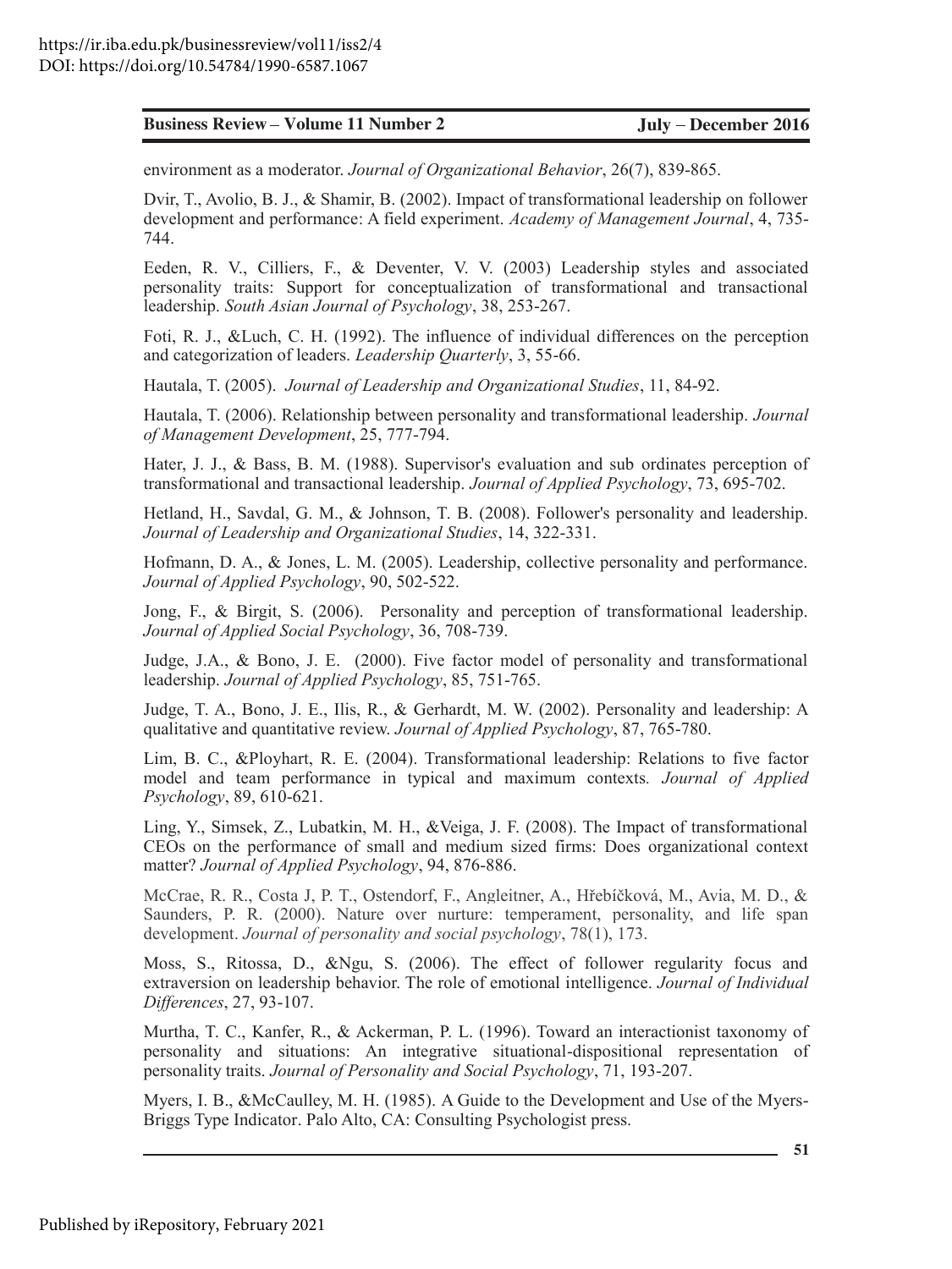environment as a moderator. *Journal of Organizational Behavior*, 26(7), 839-865.

Dvir, T., Avolio, B. J., & Shamir, B. (2002). Impact of transformational leadership on follower development and performance: A field experiment. *Academy of Management Journal*, 4, 735-744.

Eeden, R. V., Cilliers, F., & Deventer, V. V. (2003) Leadership styles and associated personality traits: Support for conceptualization of transformational and transactional leadership. *South Asian Journal of Psychology*, 38, 253-267.

Foti, R. J., &Luch, C. H. (1992). The influence of individual differences on the perception and categorization of leaders. *Leadership Quarterly*, 3, 55-66.

Hautala, T. (2005). *Journal of Leadership and Organizational Studies*, 11, 84-92.

Hautala, T. (2006). Relationship between personality and transformational leadership. *Journal of Management Development*, 25, 777-794.

Hater, J. J., & Bass, B. M. (1988). Supervisor's evaluation and sub ordinates perception of transformational and transactional leadership. *Journal of Applied Psychology*, 73, 695-702.

Hetland, H., Savdal, G. M., & Johnson, T. B. (2008). Follower's personality and leadership. *Journal of Leadership and Organizational Studies*, 14, 322-331.

Hofmann, D. A., & Jones, L. M. (2005). Leadership, collective personality and performance. *Journal of Applied Psychology*, 90, 502-522.

Jong, F., & Birgit, S. (2006). Personality and perception of transformational leadership. *Journal of Applied Social Psychology*, 36, 708-739.

Judge, J.A., & Bono, J. E. (2000). Five factor model of personality and transformational leadership. *Journal of Applied Psychology*, 85, 751-765.

Judge, T. A., Bono, J. E., Ilis, R., & Gerhardt, M. W. (2002). Personality and leadership: A qualitative and quantitative review. *Journal of Applied Psychology*, 87, 765-780.

Lim, B. C., &Ployhart, R. E. (2004). Transformational leadership: Relations to five factor model and team performance in typical and maximum contexts. *Journal of Applied Psychology*, 89, 610-621.

Ling, Y., Simsek, Z., Lubatkin, M. H., &Veiga, J. F. (2008). The Impact of transformational CEOs on the performance of small and medium sized firms: Does organizational context matter? *Journal of Applied Psychology*, 94, 876-886.

McCrae, R. R., Costa J, P. T., Ostendorf, F., Angleitner, A., Hřebíčková, M., Avia, M. D., & Saunders, P. R. (2000). Nature over nurture: temperament, personality, and life span development. *Journal of personality and social psychology*, 78(1), 173.

Moss, S., Ritossa, D., &Ngu, S. (2006). The effect of follower regularity focus and extraversion on leadership behavior. The role of emotional intelligence. *Journal of Individual Differences*, 27, 93-107.

Murtha, T. C., Kanfer, R., & Ackerman, P. L. (1996). Toward an interactionist taxonomy of personality and situations: An integrative situational-dispositional representation of personality traits. *Journal of Personality and Social Psychology*, 71, 193-207.

Myers, I. B., &McCaulley, M. H. (1985). A Guide to the Development and Use of the Myers-Briggs Type Indicator. Palo Alto, CA: Consulting Psychologist press.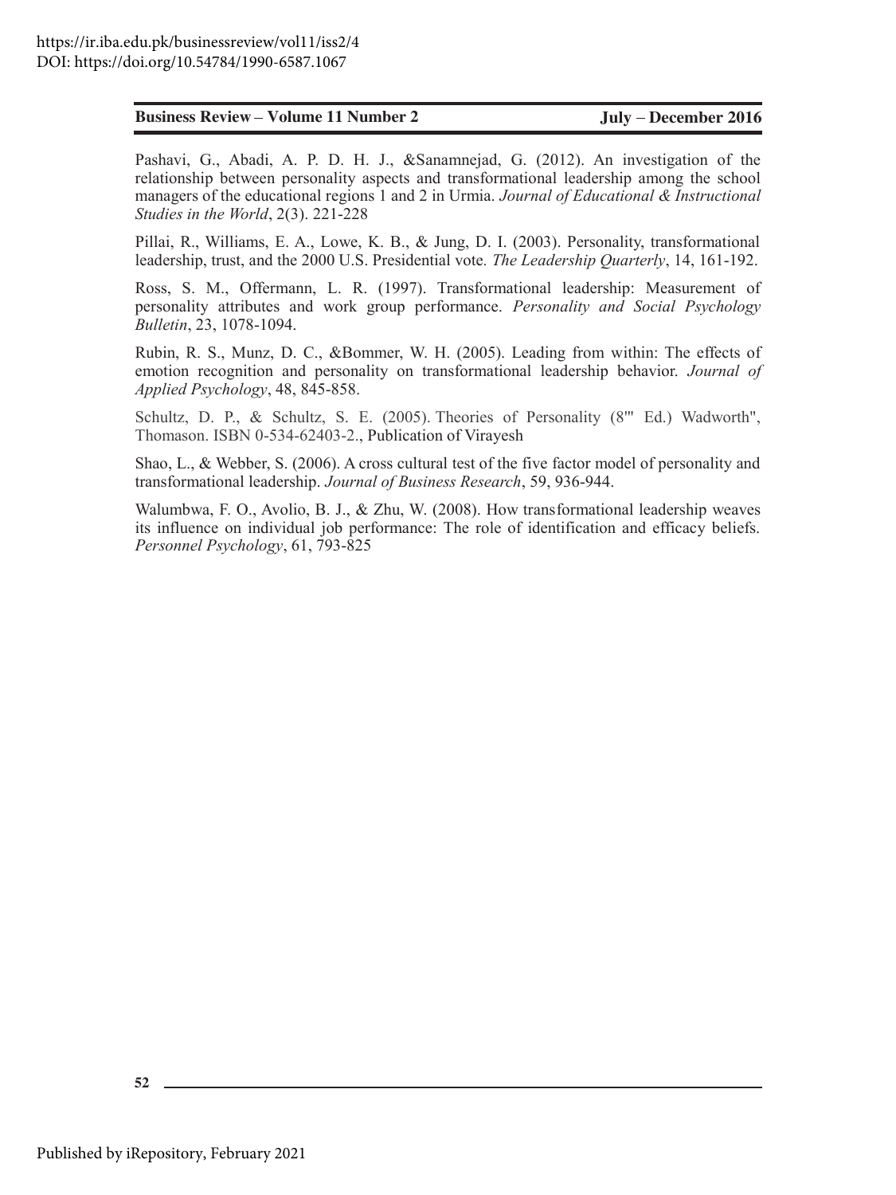Pashavi, G., Abadi, A. P. D. H. J., &Sanamnejad, G. (2012). An investigation of the relationship between personality aspects and transformational leadership among the school managers of the educational regions 1 and 2 in Urmia. *Journal of Educational & Instructional Studies in the World*, 2(3). 221-228

Pillai, R., Williams, E. A., Lowe, K. B., & Jung, D. I. (2003). Personality, transformational leadership, trust, and the 2000 U.S. Presidential vote. *The Leadership Quarterly*, 14, 161-192.

Ross, S. M., Offermann, L. R. (1997). Transformational leadership: Measurement of personality attributes and work group performance. *Personality and Social Psychology Bulletin*, 23, 1078-1094.

Rubin, R. S., Munz, D. C., &Bommer, W. H. (2005). Leading from within: The effects of emotion recognition and personality on transformational leadership behavior. *Journal of Applied Psychology*, 48, 845-858.

Schultz, D. P., & Schultz, S. E. (2005). Theories of Personality (8''' Ed.) Wadworth", Thomason. ISBN 0-534-62403-2., Publication of Virayesh

Shao, L., & Webber, S. (2006). A cross cultural test of the five factor model of personality and transformational leadership. *Journal of Business Research*, 59, 936-944.

Walumbwa, F. O., Avolio, B. J., & Zhu, W. (2008). How transformational leadership weaves its influence on individual job performance: The role of identification and efficacy beliefs. *Personnel Psychology*, 61, 793-825